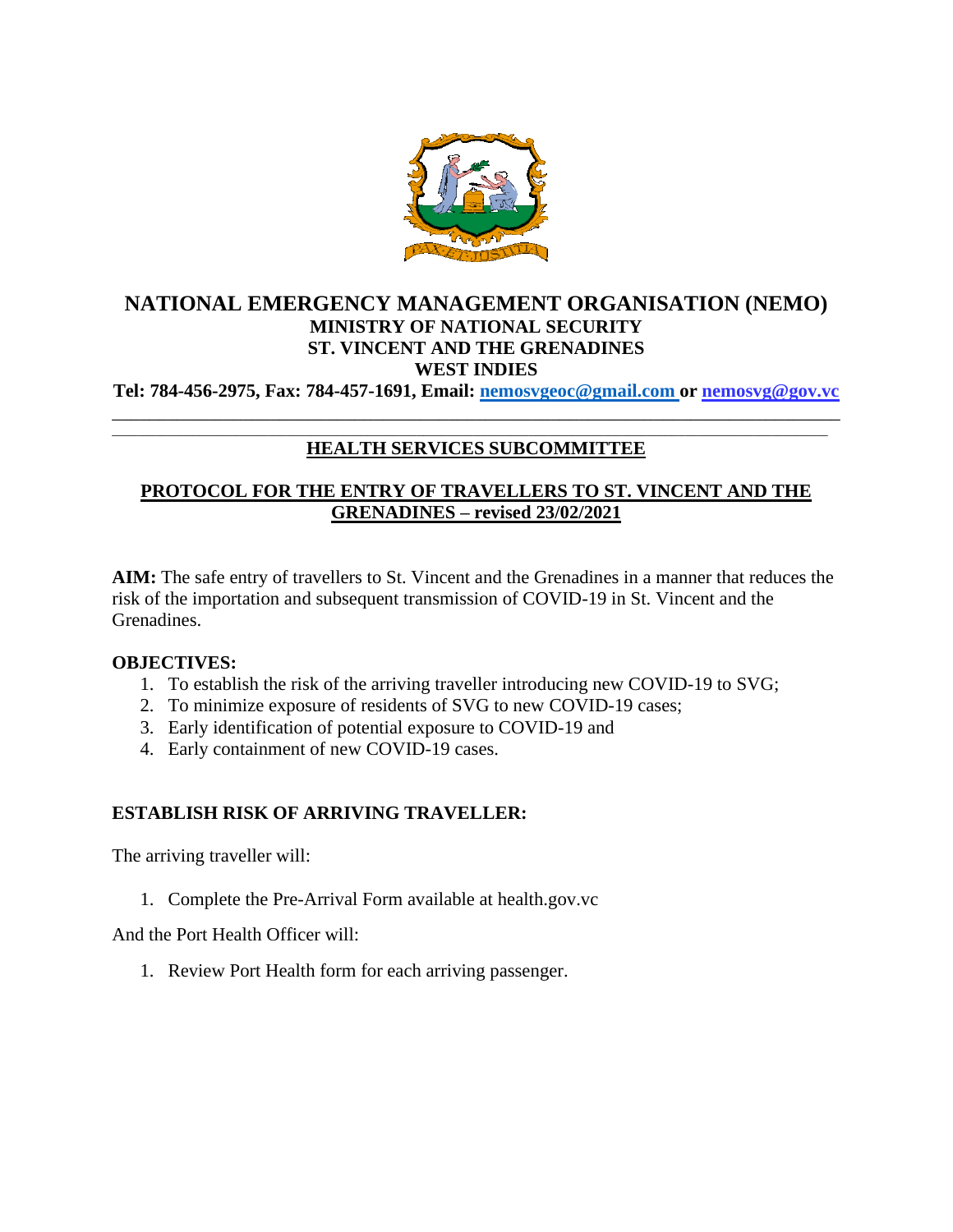# NATIONAL EMERGENCY MANAGEMENT ORGANISATION (NEMO)

**MINISTRY OF NATIONAL SECURITY**
**ST. VINCENT AND THE GRENADINES**
**WEST INDIES**

**Tel: 784-456-2975, Fax: 784-457-1691, Email: nemosvgeoc@gmail.com or nemosvg@gov.vc**

---

## HEALTH SERVICES SUBCOMMITTEE

## PROTOCOL FOR THE ENTRY OF TRAVELLERS TO ST. VINCENT AND THE GRENADINES – revised 23/02/2021

**AIM:** The safe entry of travellers to St. Vincent and the Grenadines in a manner that reduces the risk of the importation and subsequent transmission of COVID-19 in St. Vincent and the Grenadines.

**OBJECTIVES:**

1. To establish the risk of the arriving traveller introducing new COVID-19 to SVG;
2. To minimize exposure of residents of SVG to new COVID-19 cases;
3. Early identification of potential exposure to COVID-19 and
4. Early containment of new COVID-19 cases.

**ESTABLISH RISK OF ARRIVING TRAVELLER:**

The arriving traveller will:

1. Complete the Pre-Arrival Form available at health.gov.vc

And the Port Health Officer will:

1. Review Port Health form for each arriving passenger.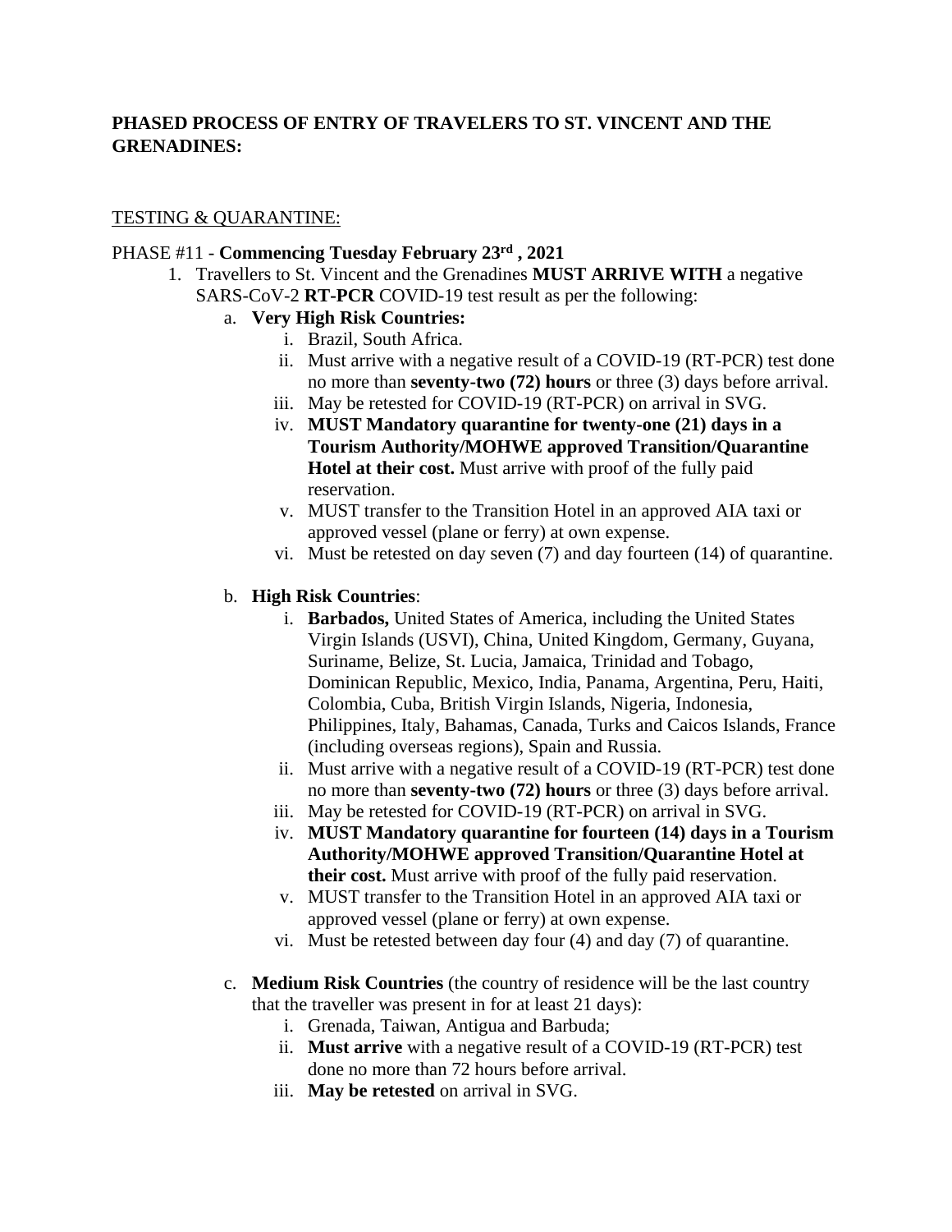**PHASED PROCESS OF ENTRY OF TRAVELERS TO ST. VINCENT AND THE GRENADINES:**

TESTING & QUARANTINE:

PHASE #11 - **Commencing Tuesday February 23rd , 2021**

1. Travellers to St. Vincent and the Grenadines **MUST ARRIVE WITH** a negative SARS-CoV-2 **RT-PCR** COVID-19 test result as per the following:
   a. **Very High Risk Countries:**
      i. Brazil, South Africa.
      ii. Must arrive with a negative result of a COVID-19 (RT-PCR) test done no more than **seventy-two (72) hours** or three (3) days before arrival.
      iii. May be retested for COVID-19 (RT-PCR) on arrival in SVG.
      iv. **MUST Mandatory quarantine for twenty-one (21) days in a Tourism Authority/MOHWE approved Transition/Quarantine Hotel at their cost.** Must arrive with proof of the fully paid reservation.
      v. MUST transfer to the Transition Hotel in an approved AIA taxi or approved vessel (plane or ferry) at own expense.
      vi. Must be retested on day seven (7) and day fourteen (14) of quarantine.

   b. **High Risk Countries**:
      i. **Barbados,** United States of America, including the United States Virgin Islands (USVI), China, United Kingdom, Germany, Guyana, Suriname, Belize, St. Lucia, Jamaica, Trinidad and Tobago, Dominican Republic, Mexico, India, Panama, Argentina, Peru, Haiti, Colombia, Cuba, British Virgin Islands, Nigeria, Indonesia, Philippines, Italy, Bahamas, Canada, Turks and Caicos Islands, France (including overseas regions), Spain and Russia.
      ii. Must arrive with a negative result of a COVID-19 (RT-PCR) test done no more than **seventy-two (72) hours** or three (3) days before arrival.
      iii. May be retested for COVID-19 (RT-PCR) on arrival in SVG.
      iv. **MUST Mandatory quarantine for fourteen (14) days in a Tourism Authority/MOHWE approved Transition/Quarantine Hotel at their cost.** Must arrive with proof of the fully paid reservation.
      v. MUST transfer to the Transition Hotel in an approved AIA taxi or approved vessel (plane or ferry) at own expense.
      vi. Must be retested between day four (4) and day (7) of quarantine.

   c. **Medium Risk Countries** (the country of residence will be the last country that the traveller was present in for at least 21 days):
      i. Grenada, Taiwan, Antigua and Barbuda;
      ii. **Must arrive** with a negative result of a COVID-19 (RT-PCR) test done no more than 72 hours before arrival.
      iii. **May be retested** on arrival in SVG.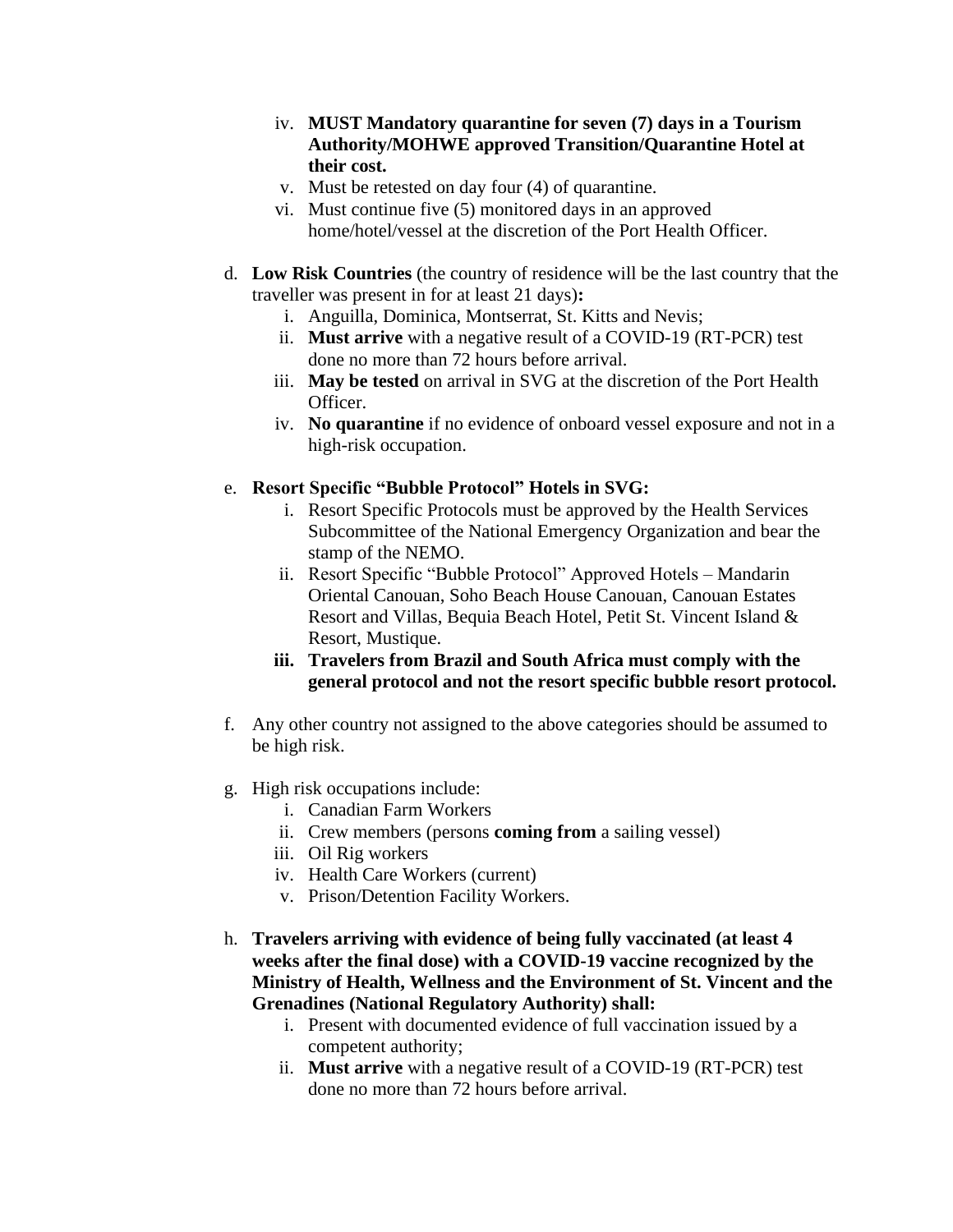iv. **MUST Mandatory quarantine for seven (7) days in a Tourism Authority/MOHWE approved Transition/Quarantine Hotel at their cost.**
v. Must be retested on day four (4) of quarantine.
vi. Must continue five (5) monitored days in an approved home/hotel/vessel at the discretion of the Port Health Officer.

d. **Low Risk Countries** (the country of residence will be the last country that the traveller was present in for at least 21 days)**:**
   i. Anguilla, Dominica, Montserrat, St. Kitts and Nevis;
   ii. **Must arrive** with a negative result of a COVID-19 (RT-PCR) test done no more than 72 hours before arrival.
   iii. **May be tested** on arrival in SVG at the discretion of the Port Health Officer.
   iv. **No quarantine** if no evidence of onboard vessel exposure and not in a high-risk occupation.

e. **Resort Specific "Bubble Protocol" Hotels in SVG:**
   i. Resort Specific Protocols must be approved by the Health Services Subcommittee of the National Emergency Organization and bear the stamp of the NEMO.
   ii. Resort Specific "Bubble Protocol" Approved Hotels – Mandarin Oriental Canouan, Soho Beach House Canouan, Canouan Estates Resort and Villas, Bequia Beach Hotel, Petit St. Vincent Island & Resort, Mustique.
   iii. **Travelers from Brazil and South Africa must comply with the general protocol and not the resort specific bubble resort protocol.**

f. Any other country not assigned to the above categories should be assumed to be high risk.

g. High risk occupations include:
   i. Canadian Farm Workers
   ii. Crew members (persons **coming from** a sailing vessel)
   iii. Oil Rig workers
   iv. Health Care Workers (current)
   v. Prison/Detention Facility Workers.

h. **Travelers arriving with evidence of being fully vaccinated (at least 4 weeks after the final dose) with a COVID-19 vaccine recognized by the Ministry of Health, Wellness and the Environment of St. Vincent and the Grenadines (National Regulatory Authority) shall:**
   i. Present with documented evidence of full vaccination issued by a competent authority;
   ii. **Must arrive** with a negative result of a COVID-19 (RT-PCR) test done no more than 72 hours before arrival.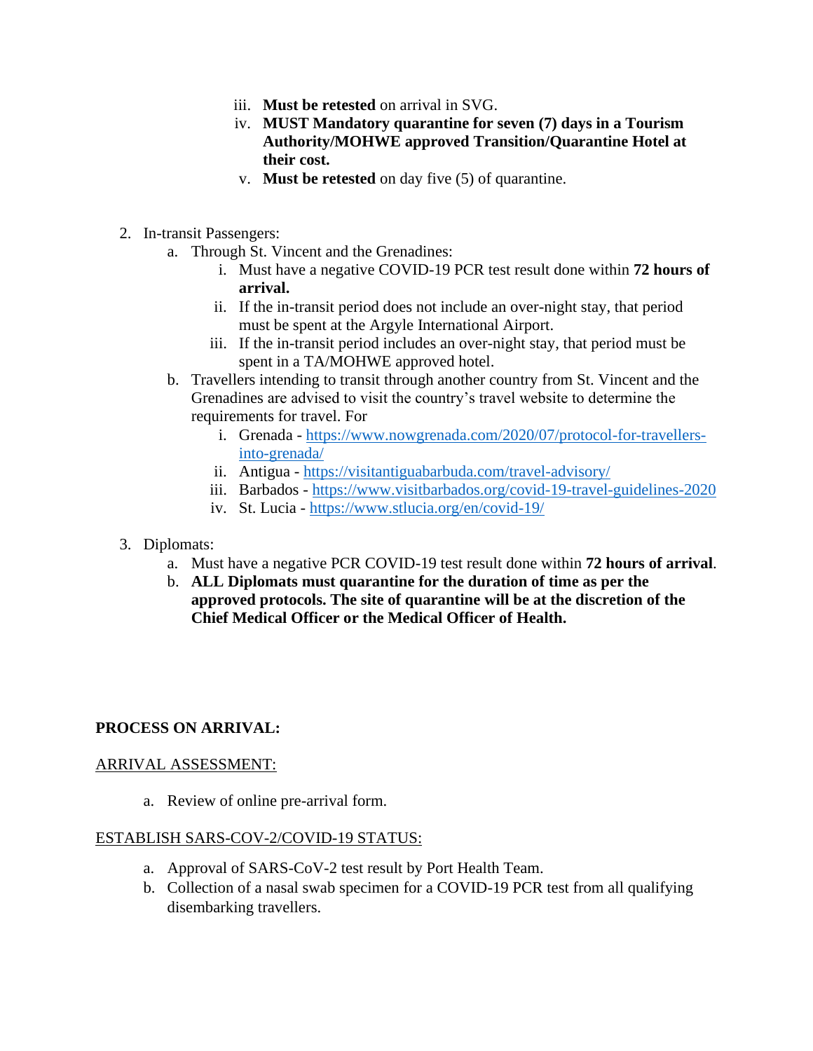iii. **Must be retested** on arrival in SVG.
   iv. **MUST Mandatory quarantine for seven (7) days in a Tourism Authority/MOHWE approved Transition/Quarantine Hotel at their cost.**
   v. **Must be retested** on day five (5) of quarantine.

2. In-transit Passengers:
   a. Through St. Vincent and the Grenadines:
      i. Must have a negative COVID-19 PCR test result done within **72 hours of arrival.**
      ii. If the in-transit period does not include an over-night stay, that period must be spent at the Argyle International Airport.
      iii. If the in-transit period includes an over-night stay, that period must be spent in a TA/MOHWE approved hotel.
   b. Travellers intending to transit through another country from St. Vincent and the Grenadines are advised to visit the country's travel website to determine the requirements for travel. For
      i. Grenada - https://www.nowgrenada.com/2020/07/protocol-for-travellers-into-grenada/
      ii. Antigua - https://visitantiguabarbuda.com/travel-advisory/
      iii. Barbados - https://www.visitbarbados.org/covid-19-travel-guidelines-2020
      iv. St. Lucia - https://www.stlucia.org/en/covid-19/

3. Diplomats:
   a. Must have a negative PCR COVID-19 test result done within **72 hours of arrival**.
   b. **ALL Diplomats must quarantine for the duration of time as per the approved protocols. The site of quarantine will be at the discretion of the Chief Medical Officer or the Medical Officer of Health.**

**PROCESS ON ARRIVAL:**

<u>ARRIVAL ASSESSMENT:</u>

a. Review of online pre-arrival form.

<u>ESTABLISH SARS-COV-2/COVID-19 STATUS:</u>

a. Approval of SARS-CoV-2 test result by Port Health Team.
b. Collection of a nasal swab specimen for a COVID-19 PCR test from all qualifying disembarking travellers.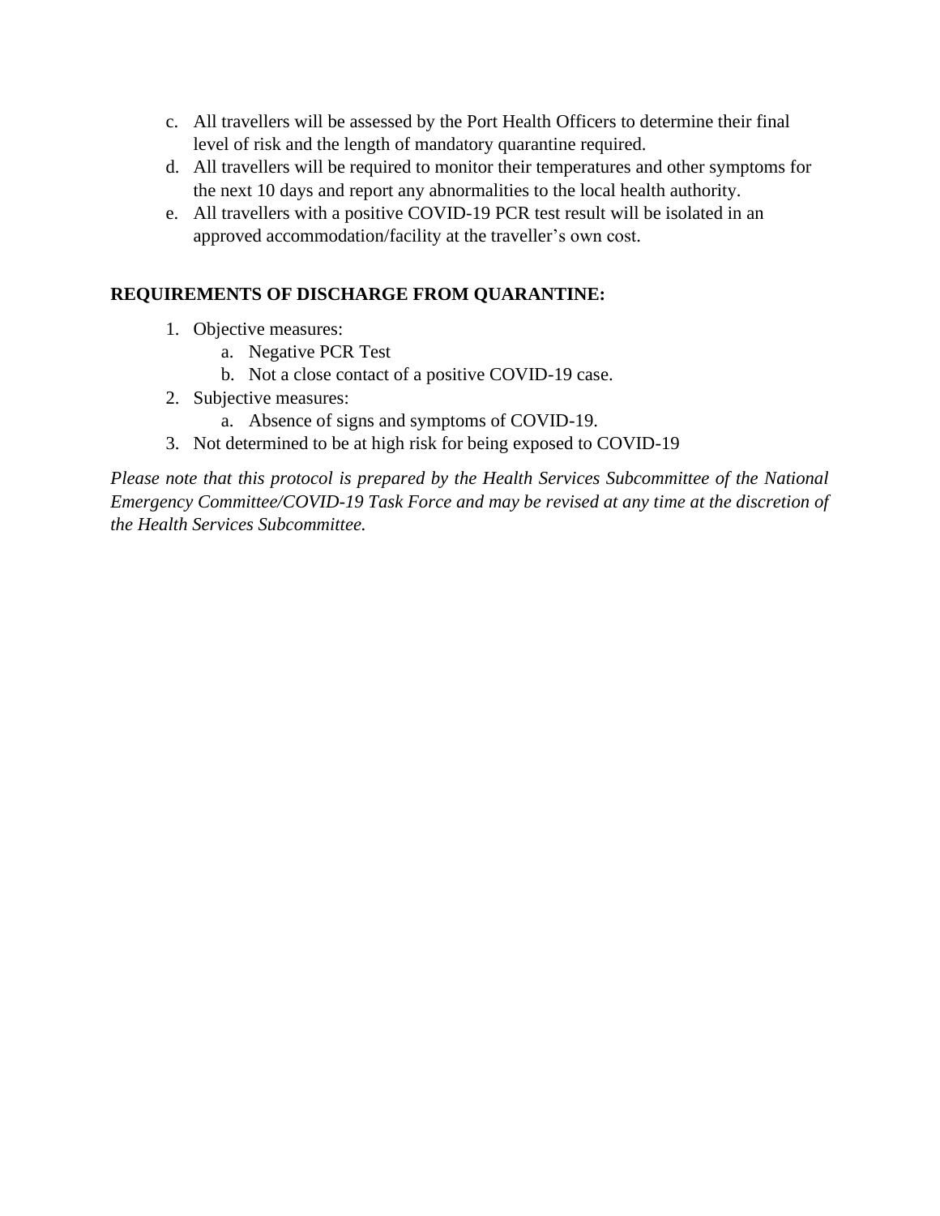c. All travellers will be assessed by the Port Health Officers to determine their final level of risk and the length of mandatory quarantine required.
d. All travellers will be required to monitor their temperatures and other symptoms for the next 10 days and report any abnormalities to the local health authority.
e. All travellers with a positive COVID-19 PCR test result will be isolated in an approved accommodation/facility at the traveller's own cost.

**REQUIREMENTS OF DISCHARGE FROM QUARANTINE:**

1. Objective measures:
   a. Negative PCR Test
   b. Not a close contact of a positive COVID-19 case.
2. Subjective measures:
   a. Absence of signs and symptoms of COVID-19.
3. Not determined to be at high risk for being exposed to COVID-19

*Please note that this protocol is prepared by the Health Services Subcommittee of the National Emergency Committee/COVID-19 Task Force and may be revised at any time at the discretion of the Health Services Subcommittee.*